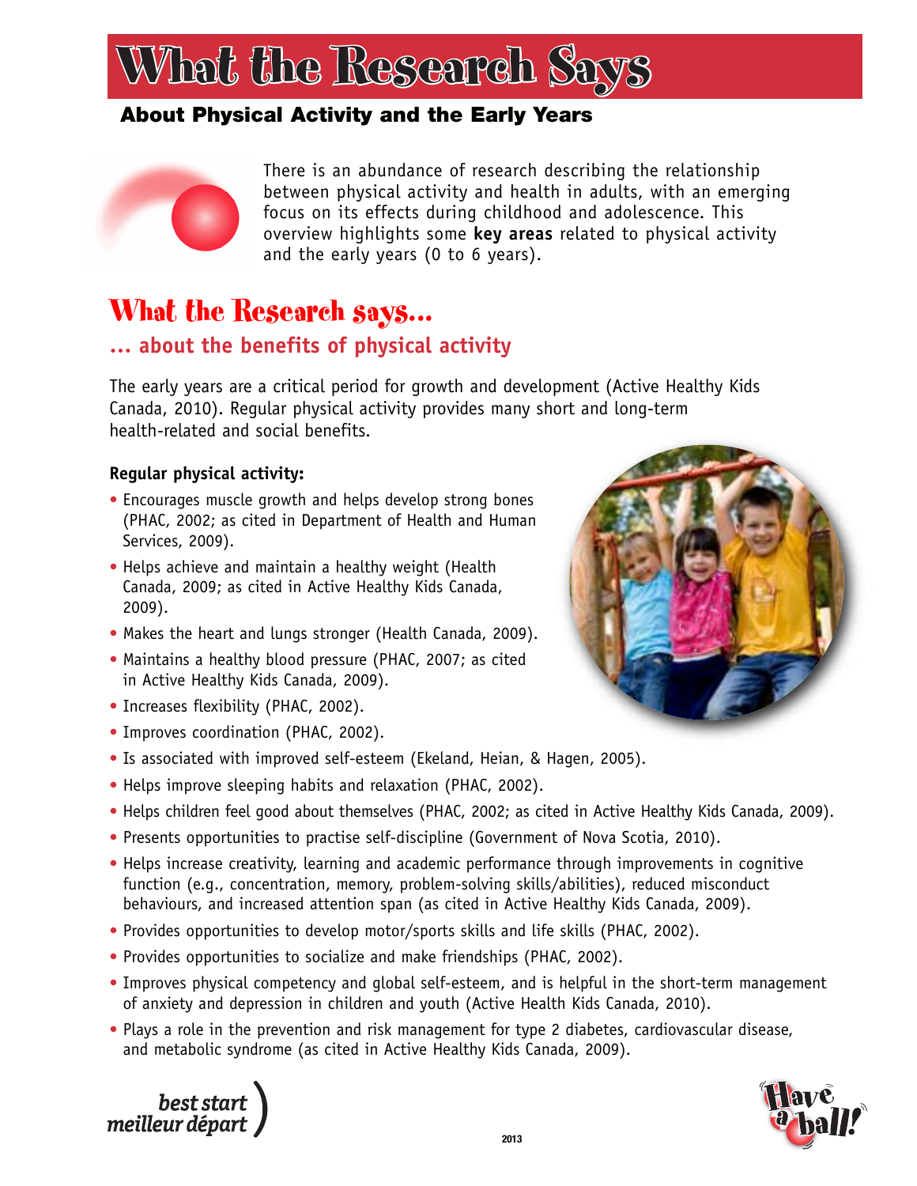# What the Research Says

## About Physical Activity and the Early Years

There is an abundance of research describing the relationship between physical activity and health in adults, with an emerging focus on its effects during childhood and adolescence. This overview highlights some **key areas** related to physical activity and the early years (0 to 6 years).

## What the Research says...

### ... about the benefits of physical activity

The early years are a critical period for growth and development (Active Healthy Kids Canada, 2010). Regular physical activity provides many short and long-term health-related and social benefits.

**Regular physical activity:**

- Encourages muscle growth and helps develop strong bones (PHAC, 2002; as cited in Department of Health and Human Services, 2009).
- Helps achieve and maintain a healthy weight (Health Canada, 2009; as cited in Active Healthy Kids Canada, 2009).
- Makes the heart and lungs stronger (Health Canada, 2009).
- Maintains a healthy blood pressure (PHAC, 2007; as cited in Active Healthy Kids Canada, 2009).
- Increases flexibility (PHAC, 2002).
- Improves coordination (PHAC, 2002).
- Is associated with improved self-esteem (Ekeland, Heian, & Hagen, 2005).
- Helps improve sleeping habits and relaxation (PHAC, 2002).
- Helps children feel good about themselves (PHAC, 2002; as cited in Active Healthy Kids Canada, 2009).
- Presents opportunities to practise self-discipline (Government of Nova Scotia, 2010).
- Helps increase creativity, learning and academic performance through improvements in cognitive function (e.g., concentration, memory, problem-solving skills/abilities), reduced misconduct behaviours, and increased attention span (as cited in Active Healthy Kids Canada, 2009).
- Provides opportunities to develop motor/sports skills and life skills (PHAC, 2002).
- Provides opportunities to socialize and make friendships (PHAC, 2002).
- Improves physical competency and global self-esteem, and is helpful in the short-term management of anxiety and depression in children and youth (Active Health Kids Canada, 2010).
- Plays a role in the prevention and risk management for type 2 diabetes, cardiovascular disease, and metabolic syndrome (as cited in Active Healthy Kids Canada, 2009).

best start meilleur départ

2013

Have a ball!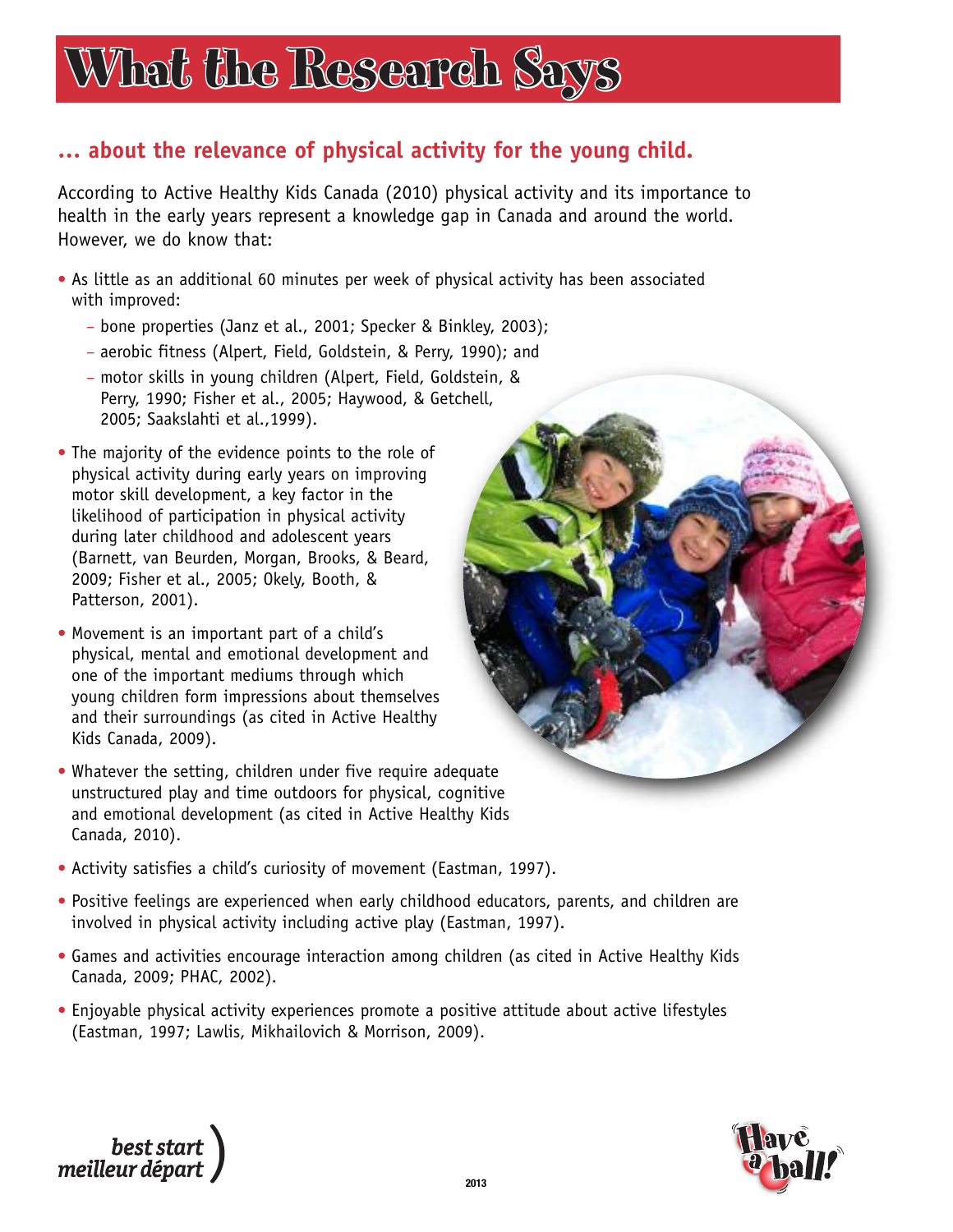# What the Research Says

## ... about the relevance of physical activity for the young child.

According to Active Healthy Kids Canada (2010) physical activity and its importance to health in the early years represent a knowledge gap in Canada and around the world. However, we do know that:

- As little as an additional 60 minutes per week of physical activity has been associated with improved:
  - bone properties (Janz et al., 2001; Specker & Binkley, 2003);
  - aerobic fitness (Alpert, Field, Goldstein, & Perry, 1990); and
  - motor skills in young children (Alpert, Field, Goldstein, & Perry, 1990; Fisher et al., 2005; Haywood, & Getchell, 2005; Saakslahti et al.,1999).
- The majority of the evidence points to the role of physical activity during early years on improving motor skill development, a key factor in the likelihood of participation in physical activity during later childhood and adolescent years (Barnett, van Beurden, Morgan, Brooks, & Beard, 2009; Fisher et al., 2005; Okely, Booth, & Patterson, 2001).
- Movement is an important part of a child's physical, mental and emotional development and one of the important mediums through which young children form impressions about themselves and their surroundings (as cited in Active Healthy Kids Canada, 2009).
- Whatever the setting, children under five require adequate unstructured play and time outdoors for physical, cognitive and emotional development (as cited in Active Healthy Kids Canada, 2010).
- Activity satisfies a child's curiosity of movement (Eastman, 1997).
- Positive feelings are experienced when early childhood educators, parents, and children are involved in physical activity including active play (Eastman, 1997).
- Games and activities encourage interaction among children (as cited in Active Healthy Kids Canada, 2009; PHAC, 2002).
- Enjoyable physical activity experiences promote a positive attitude about active lifestyles (Eastman, 1997; Lawlis, Mikhailovich & Morrison, 2009).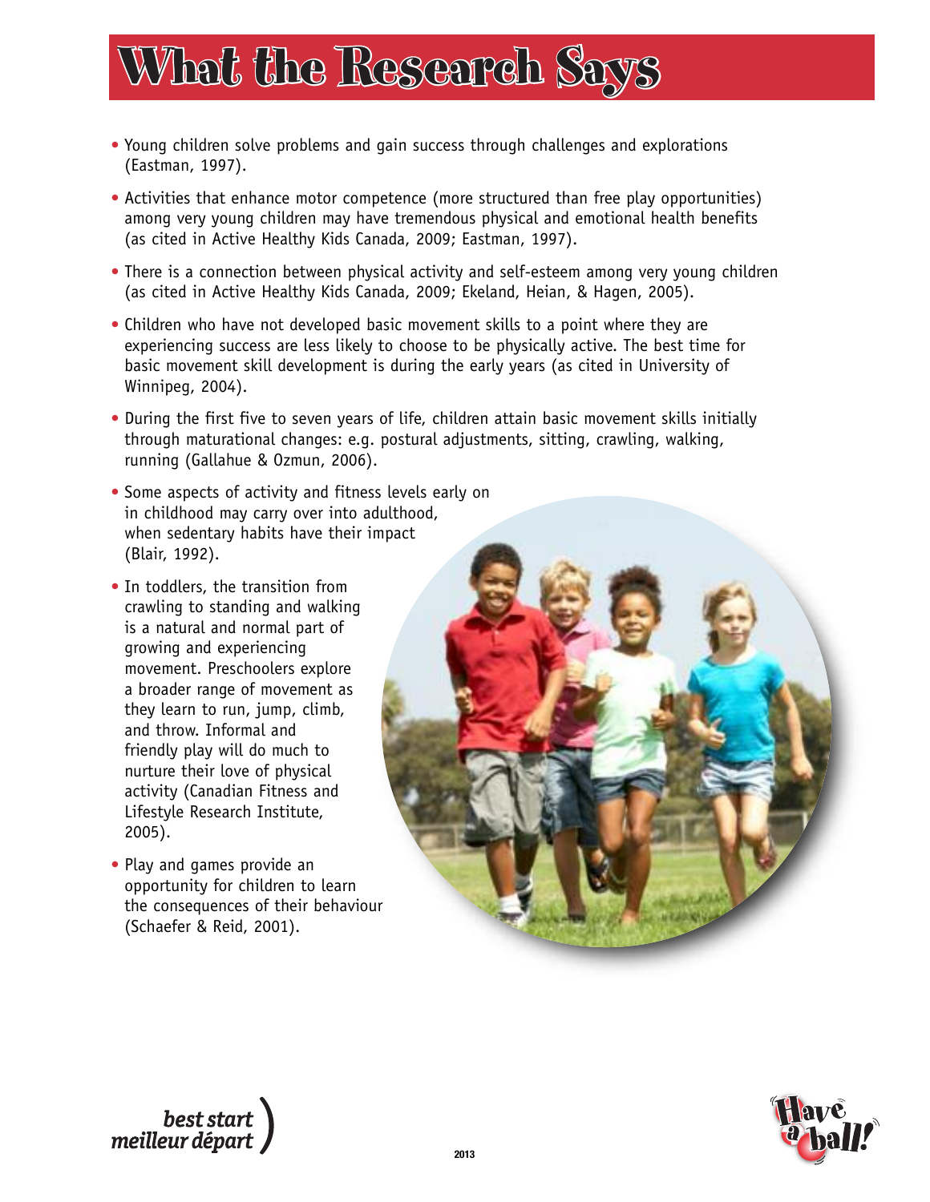# What the Research Says

- Young children solve problems and gain success through challenges and explorations (Eastman, 1997).
- Activities that enhance motor competence (more structured than free play opportunities) among very young children may have tremendous physical and emotional health benefits (as cited in Active Healthy Kids Canada, 2009; Eastman, 1997).
- There is a connection between physical activity and self-esteem among very young children (as cited in Active Healthy Kids Canada, 2009; Ekeland, Heian, & Hagen, 2005).
- Children who have not developed basic movement skills to a point where they are experiencing success are less likely to choose to be physically active. The best time for basic movement skill development is during the early years (as cited in University of Winnipeg, 2004).
- During the first five to seven years of life, children attain basic movement skills initially through maturational changes: e.g. postural adjustments, sitting, crawling, walking, running (Gallahue & Ozmun, 2006).
- Some aspects of activity and fitness levels early on in childhood may carry over into adulthood, when sedentary habits have their impact (Blair, 1992).
- In toddlers, the transition from crawling to standing and walking is a natural and normal part of growing and experiencing movement. Preschoolers explore a broader range of movement as they learn to run, jump, climb, and throw. Informal and friendly play will do much to nurture their love of physical activity (Canadian Fitness and Lifestyle Research Institute, 2005).
- Play and games provide an opportunity for children to learn the consequences of their behaviour (Schaefer & Reid, 2001).

best start / meilleur départ

2013

Have a ball!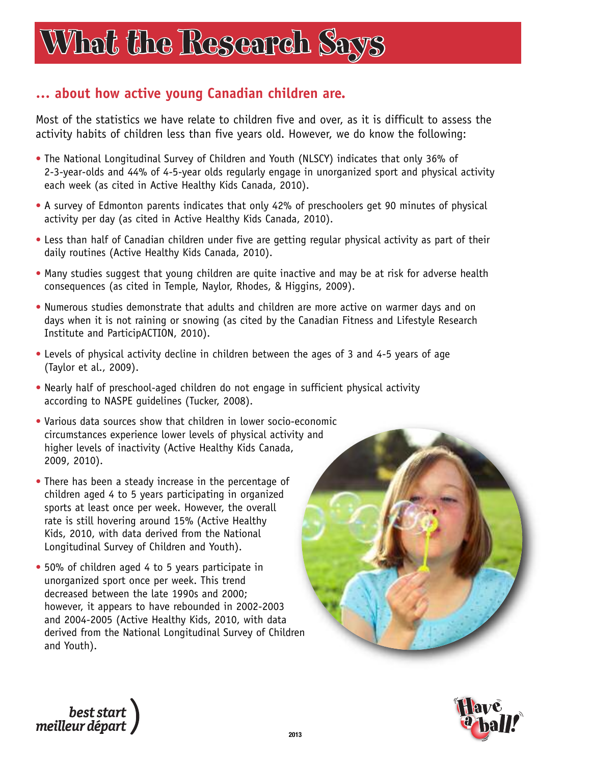# What the Research Says

## … about how active young Canadian children are.

Most of the statistics we have relate to children five and over, as it is difficult to assess the activity habits of children less than five years old. However, we do know the following:

- The National Longitudinal Survey of Children and Youth (NLSCY) indicates that only 36% of 2-3-year-olds and 44% of 4-5-year olds regularly engage in unorganized sport and physical activity each week (as cited in Active Healthy Kids Canada, 2010).
- A survey of Edmonton parents indicates that only 42% of preschoolers get 90 minutes of physical activity per day (as cited in Active Healthy Kids Canada, 2010).
- Less than half of Canadian children under five are getting regular physical activity as part of their daily routines (Active Healthy Kids Canada, 2010).
- Many studies suggest that young children are quite inactive and may be at risk for adverse health consequences (as cited in Temple, Naylor, Rhodes, & Higgins, 2009).
- Numerous studies demonstrate that adults and children are more active on warmer days and on days when it is not raining or snowing (as cited by the Canadian Fitness and Lifestyle Research Institute and ParticipACTION, 2010).
- Levels of physical activity decline in children between the ages of 3 and 4-5 years of age (Taylor et al., 2009).
- Nearly half of preschool-aged children do not engage in sufficient physical activity according to NASPE guidelines (Tucker, 2008).
- Various data sources show that children in lower socio-economic circumstances experience lower levels of physical activity and higher levels of inactivity (Active Healthy Kids Canada, 2009, 2010).
- There has been a steady increase in the percentage of children aged 4 to 5 years participating in organized sports at least once per week. However, the overall rate is still hovering around 15% (Active Healthy Kids, 2010, with data derived from the National Longitudinal Survey of Children and Youth).
- 50% of children aged 4 to 5 years participate in unorganized sport once per week. This trend decreased between the late 1990s and 2000; however, it appears to have rebounded in 2002-2003 and 2004-2005 (Active Healthy Kids, 2010, with data derived from the National Longitudinal Survey of Children and Youth).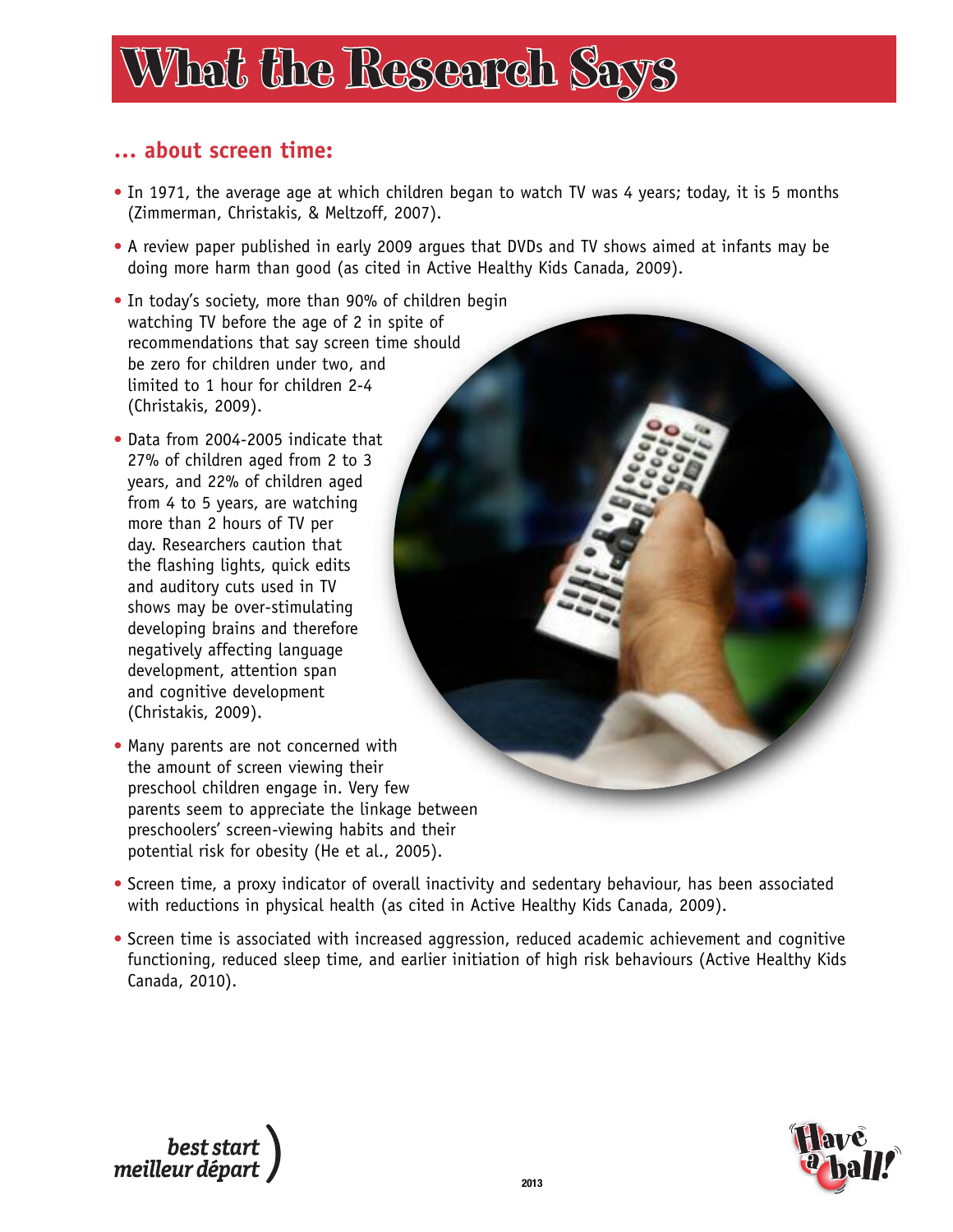# What the Research Says

## … about screen time:

- In 1971, the average age at which children began to watch TV was 4 years; today, it is 5 months (Zimmerman, Christakis, & Meltzoff, 2007).
- A review paper published in early 2009 argues that DVDs and TV shows aimed at infants may be doing more harm than good (as cited in Active Healthy Kids Canada, 2009).
- In today's society, more than 90% of children begin watching TV before the age of 2 in spite of recommendations that say screen time should be zero for children under two, and limited to 1 hour for children 2-4 (Christakis, 2009).
- Data from 2004-2005 indicate that 27% of children aged from 2 to 3 years, and 22% of children aged from 4 to 5 years, are watching more than 2 hours of TV per day. Researchers caution that the flashing lights, quick edits and auditory cuts used in TV shows may be over-stimulating developing brains and therefore negatively affecting language development, attention span and cognitive development (Christakis, 2009).
- Many parents are not concerned with the amount of screen viewing their preschool children engage in. Very few parents seem to appreciate the linkage between preschoolers' screen-viewing habits and their potential risk for obesity (He et al., 2005).
- Screen time, a proxy indicator of overall inactivity and sedentary behaviour, has been associated with reductions in physical health (as cited in Active Healthy Kids Canada, 2009).
- Screen time is associated with increased aggression, reduced academic achievement and cognitive functioning, reduced sleep time, and earlier initiation of high risk behaviours (Active Healthy Kids Canada, 2010).

best start meilleur départ

2013

Have a ball!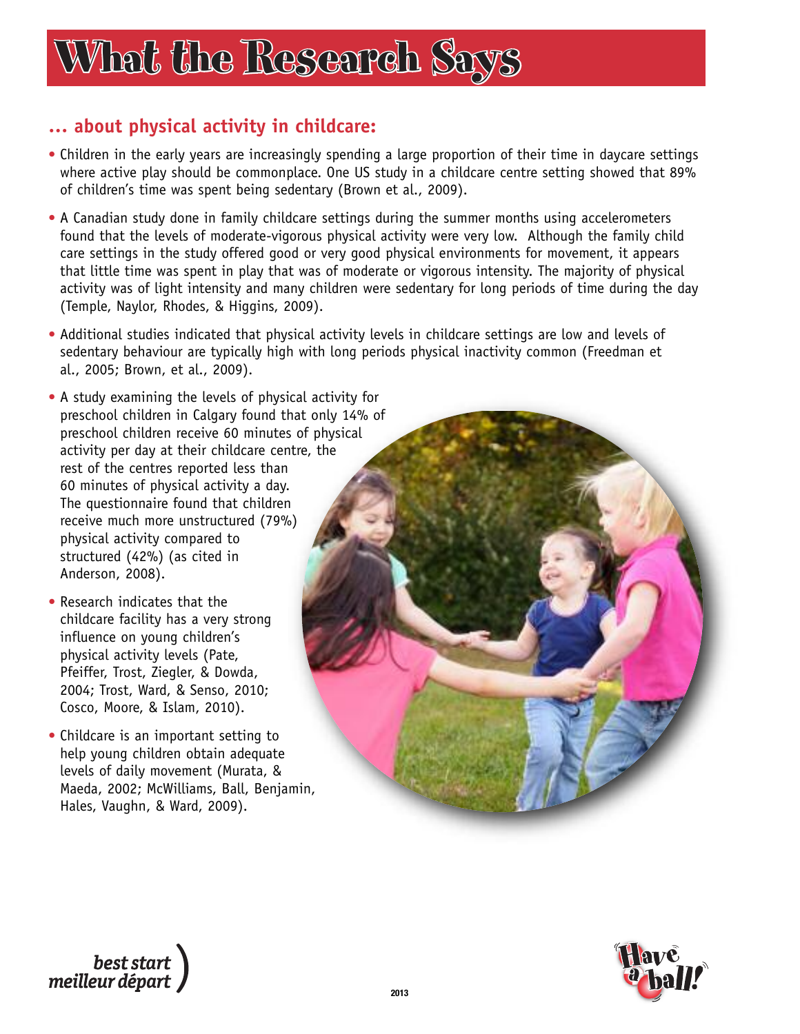# What the Research Says

## ... about physical activity in childcare:

- Children in the early years are increasingly spending a large proportion of their time in daycare settings where active play should be commonplace. One US study in a childcare centre setting showed that 89% of children's time was spent being sedentary (Brown et al., 2009).
- A Canadian study done in family childcare settings during the summer months using accelerometers found that the levels of moderate-vigorous physical activity were very low. Although the family child care settings in the study offered good or very good physical environments for movement, it appears that little time was spent in play that was of moderate or vigorous intensity. The majority of physical activity was of light intensity and many children were sedentary for long periods of time during the day (Temple, Naylor, Rhodes, & Higgins, 2009).
- Additional studies indicated that physical activity levels in childcare settings are low and levels of sedentary behaviour are typically high with long periods physical inactivity common (Freedman et al., 2005; Brown, et al., 2009).
- A study examining the levels of physical activity for preschool children in Calgary found that only 14% of preschool children receive 60 minutes of physical activity per day at their childcare centre, the rest of the centres reported less than 60 minutes of physical activity a day. The questionnaire found that children receive much more unstructured (79%) physical activity compared to structured (42%) (as cited in Anderson, 2008).
- Research indicates that the childcare facility has a very strong influence on young children's physical activity levels (Pate, Pfeiffer, Trost, Ziegler, & Dowda, 2004; Trost, Ward, & Senso, 2010; Cosco, Moore, & Islam, 2010).
- Childcare is an important setting to help young children obtain adequate levels of daily movement (Murata, & Maeda, 2002; McWilliams, Ball, Benjamin, Hales, Vaughn, & Ward, 2009).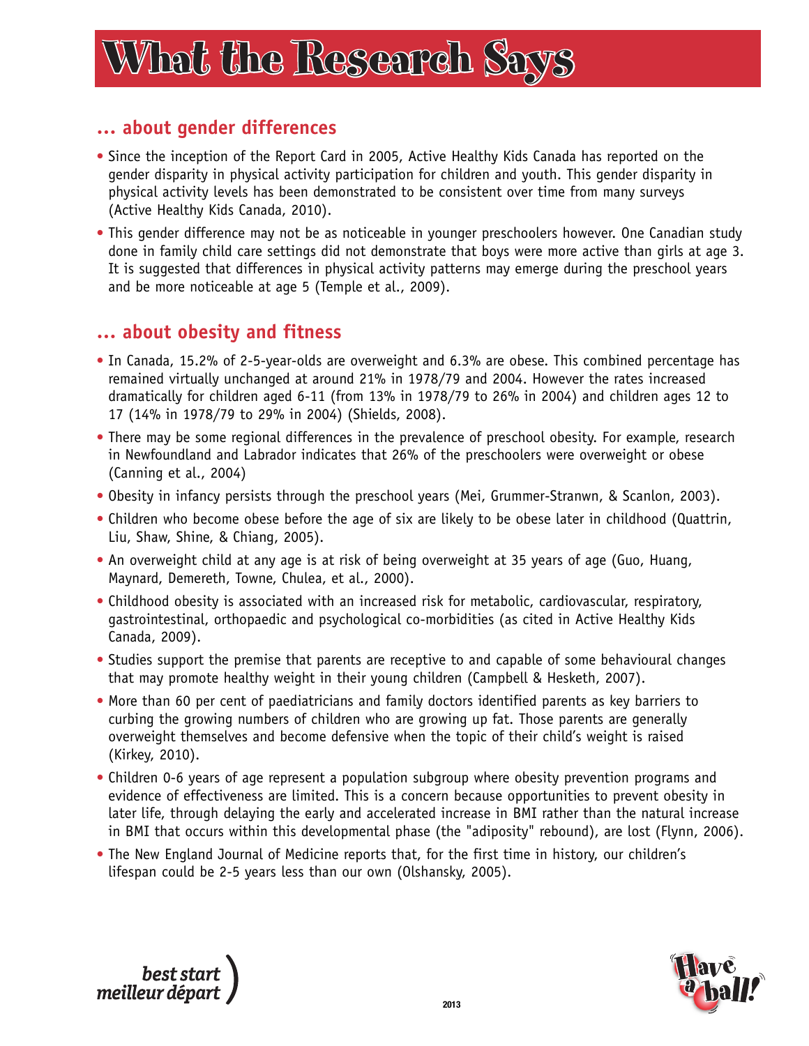# What the Research Says

## ... about gender differences

- Since the inception of the Report Card in 2005, Active Healthy Kids Canada has reported on the gender disparity in physical activity participation for children and youth. This gender disparity in physical activity levels has been demonstrated to be consistent over time from many surveys (Active Healthy Kids Canada, 2010).
- This gender difference may not be as noticeable in younger preschoolers however. One Canadian study done in family child care settings did not demonstrate that boys were more active than girls at age 3. It is suggested that differences in physical activity patterns may emerge during the preschool years and be more noticeable at age 5 (Temple et al., 2009).

## ... about obesity and fitness

- In Canada, 15.2% of 2-5-year-olds are overweight and 6.3% are obese. This combined percentage has remained virtually unchanged at around 21% in 1978/79 and 2004. However the rates increased dramatically for children aged 6-11 (from 13% in 1978/79 to 26% in 2004) and children ages 12 to 17 (14% in 1978/79 to 29% in 2004) (Shields, 2008).
- There may be some regional differences in the prevalence of preschool obesity. For example, research in Newfoundland and Labrador indicates that 26% of the preschoolers were overweight or obese (Canning et al., 2004)
- Obesity in infancy persists through the preschool years (Mei, Grummer-Stranwn, & Scanlon, 2003).
- Children who become obese before the age of six are likely to be obese later in childhood (Quattrin, Liu, Shaw, Shine, & Chiang, 2005).
- An overweight child at any age is at risk of being overweight at 35 years of age (Guo, Huang, Maynard, Demereth, Towne, Chulea, et al., 2000).
- Childhood obesity is associated with an increased risk for metabolic, cardiovascular, respiratory, gastrointestinal, orthopaedic and psychological co-morbidities (as cited in Active Healthy Kids Canada, 2009).
- Studies support the premise that parents are receptive to and capable of some behavioural changes that may promote healthy weight in their young children (Campbell & Hesketh, 2007).
- More than 60 per cent of paediatricians and family doctors identified parents as key barriers to curbing the growing numbers of children who are growing up fat. Those parents are generally overweight themselves and become defensive when the topic of their child's weight is raised (Kirkey, 2010).
- Children 0-6 years of age represent a population subgroup where obesity prevention programs and evidence of effectiveness are limited. This is a concern because opportunities to prevent obesity in later life, through delaying the early and accelerated increase in BMI rather than the natural increase in BMI that occurs within this developmental phase (the "adiposity" rebound), are lost (Flynn, 2006).
- The New England Journal of Medicine reports that, for the first time in history, our children's lifespan could be 2-5 years less than our own (Olshansky, 2005).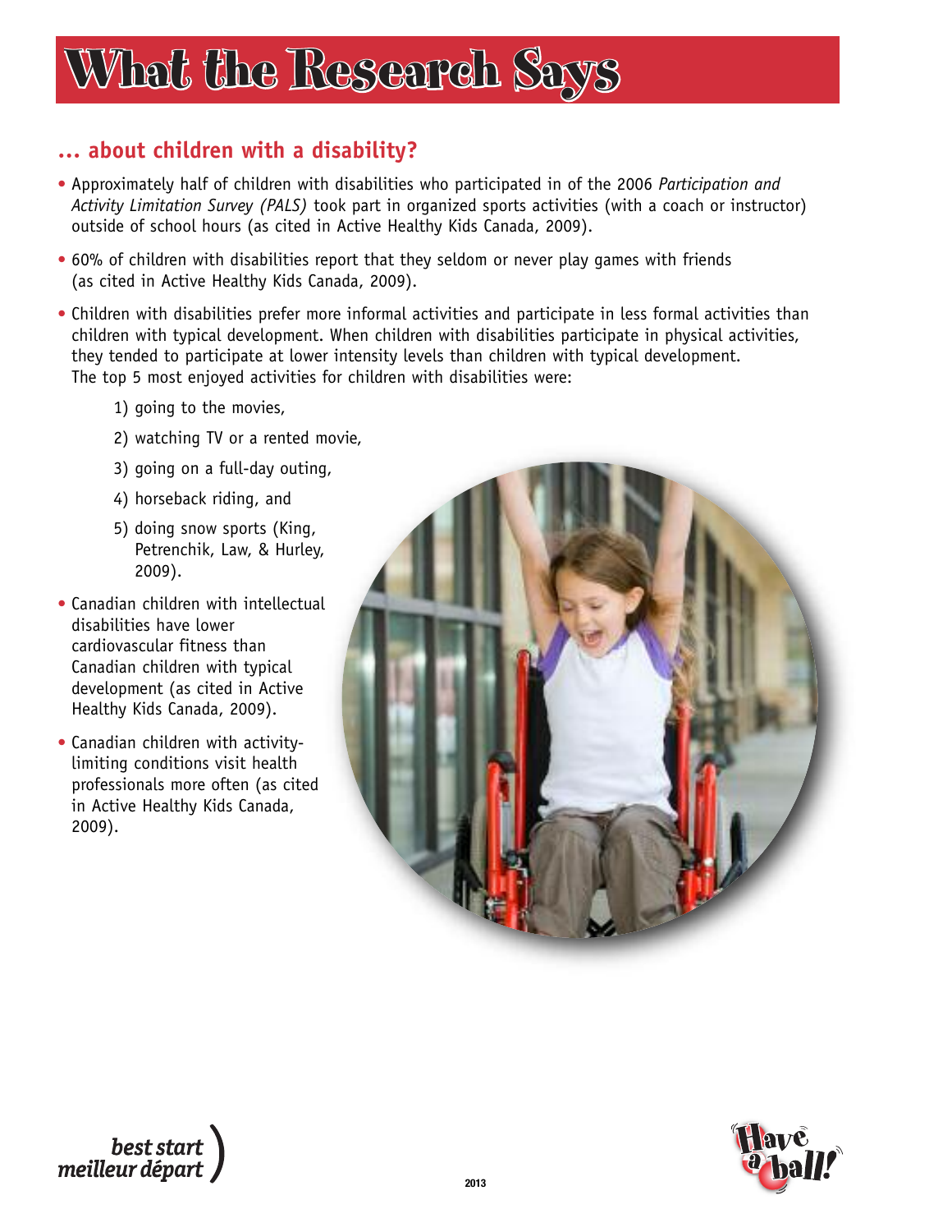# What the Research Says

## ... about children with a disability?

- Approximately half of children with disabilities who participated in of the 2006 *Participation and Activity Limitation Survey (PALS)* took part in organized sports activities (with a coach or instructor) outside of school hours (as cited in Active Healthy Kids Canada, 2009).
- 60% of children with disabilities report that they seldom or never play games with friends (as cited in Active Healthy Kids Canada, 2009).
- Children with disabilities prefer more informal activities and participate in less formal activities than children with typical development. When children with disabilities participate in physical activities, they tended to participate at lower intensity levels than children with typical development. The top 5 most enjoyed activities for children with disabilities were:
  1) going to the movies,
  2) watching TV or a rented movie,
  3) going on a full-day outing,
  4) horseback riding, and
  5) doing snow sports (King, Petrenchik, Law, & Hurley, 2009).
- Canadian children with intellectual disabilities have lower cardiovascular fitness than Canadian children with typical development (as cited in Active Healthy Kids Canada, 2009).
- Canadian children with activity-limiting conditions visit health professionals more often (as cited in Active Healthy Kids Canada, 2009).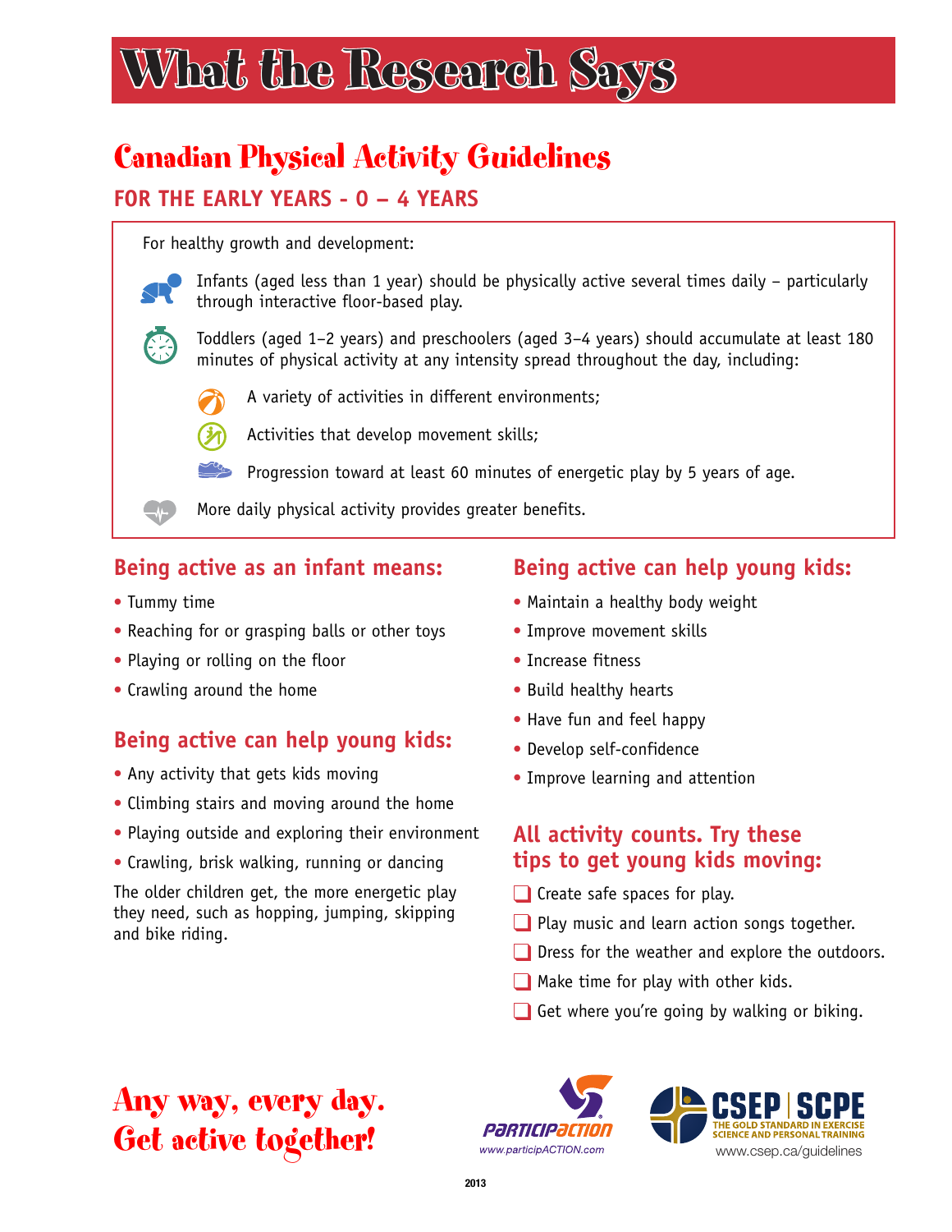# What the Research Says

## Canadian Physical Activity Guidelines

### FOR THE EARLY YEARS - 0 – 4 YEARS

For healthy growth and development:

Infants (aged less than 1 year) should be physically active several times daily – particularly through interactive floor-based play.

Toddlers (aged 1–2 years) and preschoolers (aged 3–4 years) should accumulate at least 180 minutes of physical activity at any intensity spread throughout the day, including:

- A variety of activities in different environments;
- Activities that develop movement skills;
- Progression toward at least 60 minutes of energetic play by 5 years of age.

More daily physical activity provides greater benefits.

### Being active as an infant means:

- Tummy time
- Reaching for or grasping balls or other toys
- Playing or rolling on the floor
- Crawling around the home

### Being active can help young kids:

- Any activity that gets kids moving
- Climbing stairs and moving around the home
- Playing outside and exploring their environment
- Crawling, brisk walking, running or dancing

The older children get, the more energetic play they need, such as hopping, jumping, skipping and bike riding.

### Being active can help young kids:

- Maintain a healthy body weight
- Improve movement skills
- Increase fitness
- Build healthy hearts
- Have fun and feel happy
- Develop self-confidence
- Improve learning and attention

### All activity counts. Try these tips to get young kids moving:

- ❑ Create safe spaces for play.
- ❑ Play music and learn action songs together.
- ❑ Dress for the weather and explore the outdoors.
- ❑ Make time for play with other kids.
- ❑ Get where you're going by walking or biking.

**Any way, every day. Get active together!**

ParticipACTION www.participACTION.com

CSEP | SCPE THE GOLD STANDARD IN EXERCISE SCIENCE AND PERSONAL TRAINING www.csep.ca/guidelines

2013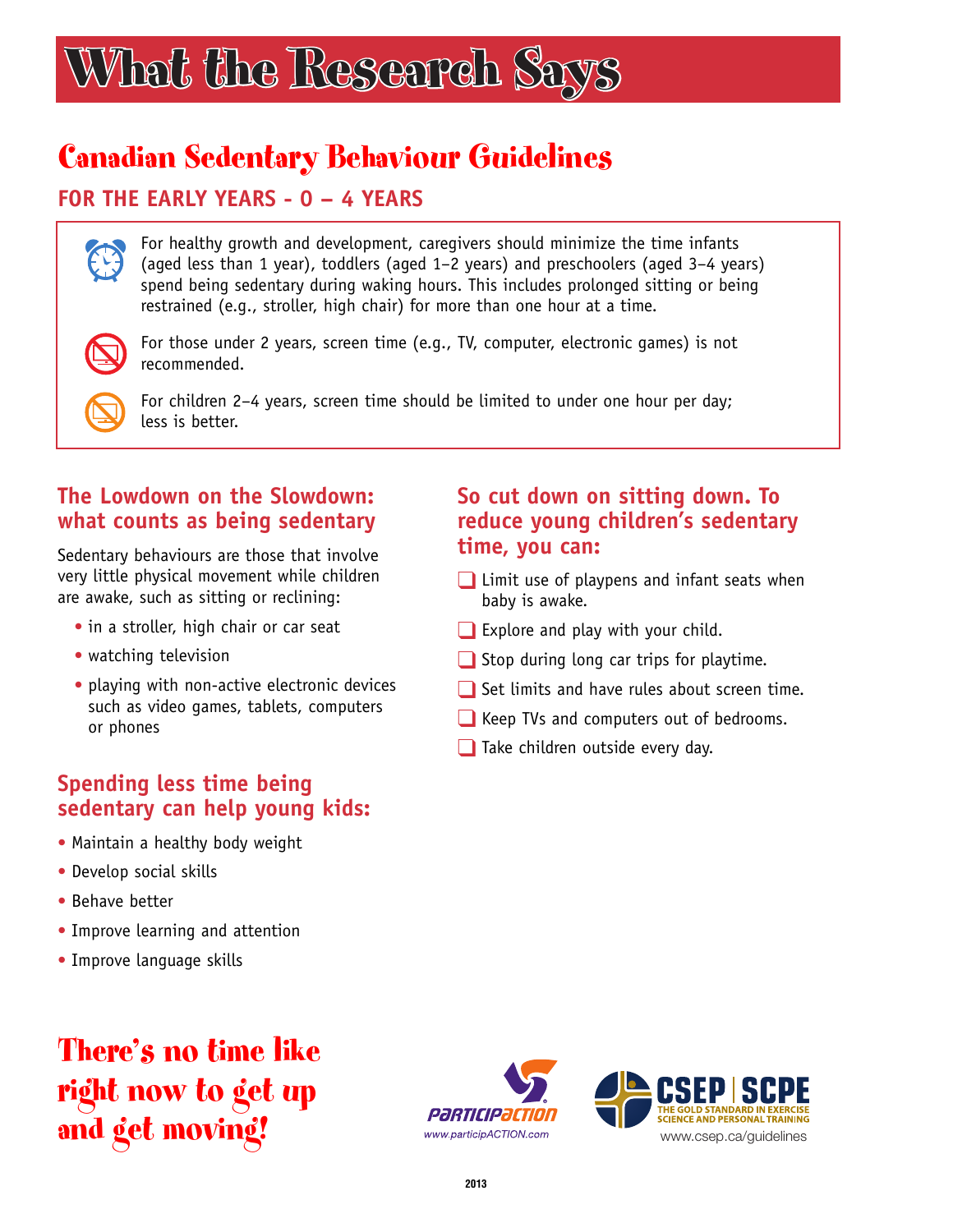# What the Research Says

## Canadian Sedentary Behaviour Guidelines

### FOR THE EARLY YEARS - 0 – 4 YEARS

For healthy growth and development, caregivers should minimize the time infants (aged less than 1 year), toddlers (aged 1–2 years) and preschoolers (aged 3–4 years) spend being sedentary during waking hours. This includes prolonged sitting or being restrained (e.g., stroller, high chair) for more than one hour at a time.

For those under 2 years, screen time (e.g., TV, computer, electronic games) is not recommended.

For children 2–4 years, screen time should be limited to under one hour per day; less is better.

### The Lowdown on the Slowdown: what counts as being sedentary

Sedentary behaviours are those that involve very little physical movement while children are awake, such as sitting or reclining:

- in a stroller, high chair or car seat
- watching television
- playing with non-active electronic devices such as video games, tablets, computers or phones

### Spending less time being sedentary can help young kids:

- Maintain a healthy body weight
- Develop social skills
- Behave better
- Improve learning and attention
- Improve language skills

### So cut down on sitting down. To reduce young children's sedentary time, you can:

- [ ] Limit use of playpens and infant seats when baby is awake.
- [ ] Explore and play with your child.
- [ ] Stop during long car trips for playtime.
- [ ] Set limits and have rules about screen time.
- [ ] Keep TVs and computers out of bedrooms.
- [ ] Take children outside every day.

**There's no time like right now to get up and get moving!**

ParticipACTION www.participACTION.com

CSEP | SCPE THE GOLD STANDARD IN EXERCISE SCIENCE AND PERSONAL TRAINING www.csep.ca/guidelines

2013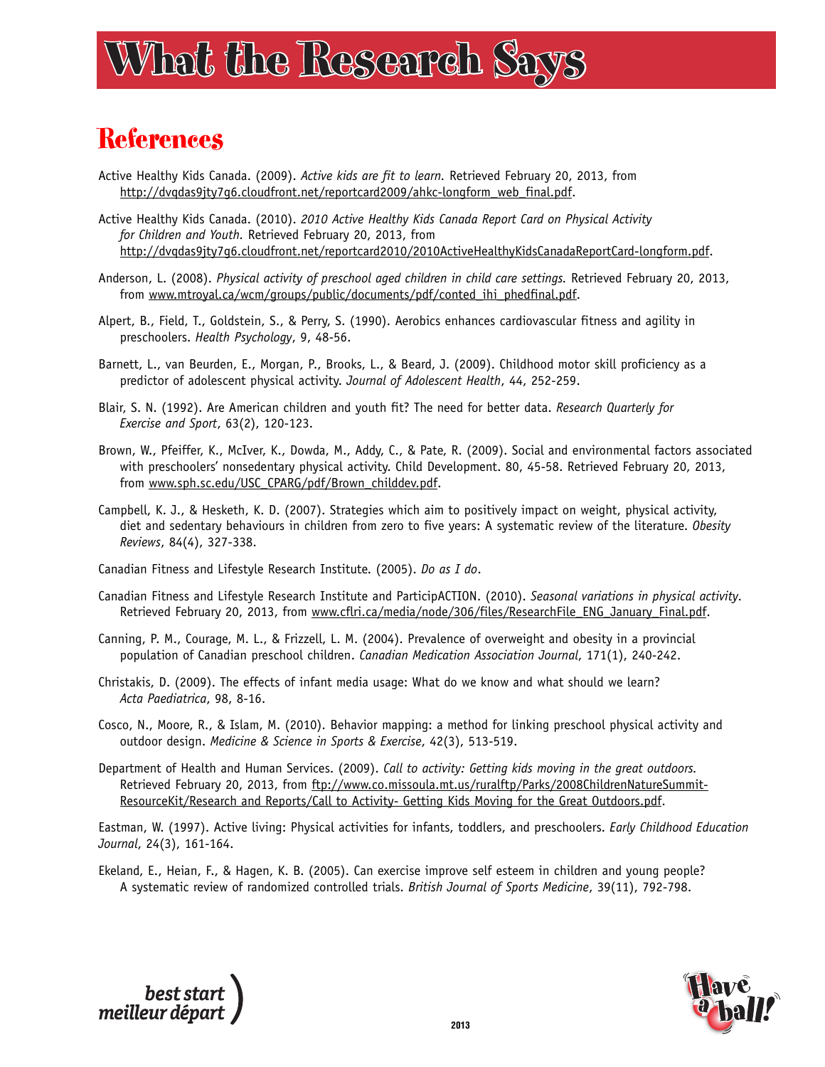# What the Research Says

## References

Active Healthy Kids Canada. (2009). *Active kids are fit to learn*. Retrieved February 20, 2013, from http://dvqdas9jty7g6.cloudfront.net/reportcard2009/ahkc-longform_web_final.pdf.

Active Healthy Kids Canada. (2010). *2010 Active Healthy Kids Canada Report Card on Physical Activity for Children and Youth*. Retrieved February 20, 2013, from http://dvqdas9jty7g6.cloudfront.net/reportcard2010/2010ActiveHealthyKidsCanadaReportCard-longform.pdf.

Anderson, L. (2008). *Physical activity of preschool aged children in child care settings*. Retrieved February 20, 2013, from www.mtroyal.ca/wcm/groups/public/documents/pdf/conted_ihi_phedfinal.pdf.

Alpert, B., Field, T., Goldstein, S., & Perry, S. (1990). Aerobics enhances cardiovascular fitness and agility in preschoolers. *Health Psychology*, 9, 48-56.

Barnett, L., van Beurden, E., Morgan, P., Brooks, L., & Beard, J. (2009). Childhood motor skill proficiency as a predictor of adolescent physical activity. *Journal of Adolescent Health*, 44, 252-259.

Blair, S. N. (1992). Are American children and youth fit? The need for better data. *Research Quarterly for Exercise and Sport*, 63(2), 120-123.

Brown, W., Pfeiffer, K., McIver, K., Dowda, M., Addy, C., & Pate, R. (2009). Social and environmental factors associated with preschoolers' nonsedentary physical activity. Child Development. 80, 45-58. Retrieved February 20, 2013, from www.sph.sc.edu/USC_CPARG/pdf/Brown_childdev.pdf.

Campbell, K. J., & Hesketh, K. D. (2007). Strategies which aim to positively impact on weight, physical activity, diet and sedentary behaviours in children from zero to five years: A systematic review of the literature. *Obesity Reviews*, 84(4), 327-338.

Canadian Fitness and Lifestyle Research Institute. (2005). *Do as I do*.

Canadian Fitness and Lifestyle Research Institute and ParticipACTION. (2010). *Seasonal variations in physical activity*. Retrieved February 20, 2013, from www.cflri.ca/media/node/306/files/ResearchFile_ENG_January_Final.pdf.

Canning, P. M., Courage, M. L., & Frizzell, L. M. (2004). Prevalence of overweight and obesity in a provincial population of Canadian preschool children. *Canadian Medication Association Journal*, 171(1), 240-242.

Christakis, D. (2009). The effects of infant media usage: What do we know and what should we learn? *Acta Paediatrica*, 98, 8-16.

Cosco, N., Moore, R., & Islam, M. (2010). Behavior mapping: a method for linking preschool physical activity and outdoor design. *Medicine & Science in Sports & Exercise*, 42(3), 513-519.

Department of Health and Human Services. (2009). *Call to activity: Getting kids moving in the great outdoors*. Retrieved February 20, 2013, from ftp://www.co.missoula.mt.us/ruralftp/Parks/2008ChildrenNatureSummit-ResourceKit/Research and Reports/Call to Activity- Getting Kids Moving for the Great Outdoors.pdf.

Eastman, W. (1997). Active living: Physical activities for infants, toddlers, and preschoolers. *Early Childhood Education Journal*, 24(3), 161-164.

Ekeland, E., Heian, F., & Hagen, K. B. (2005). Can exercise improve self esteem in children and young people? A systematic review of randomized controlled trials. *British Journal of Sports Medicine*, 39(11), 792-798.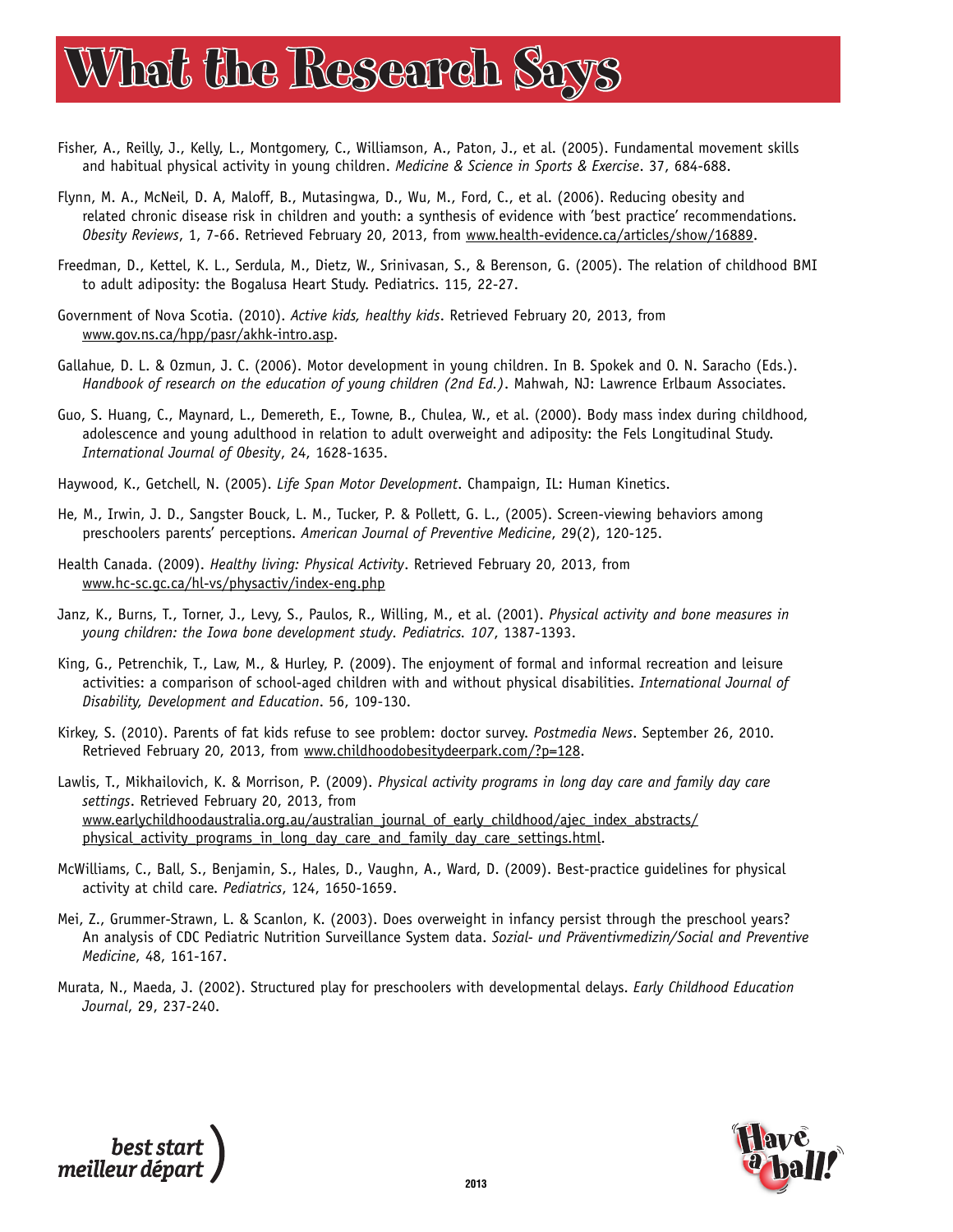# What the Research Says

Fisher, A., Reilly, J., Kelly, L., Montgomery, C., Williamson, A., Paton, J., et al. (2005). Fundamental movement skills and habitual physical activity in young children. *Medicine & Science in Sports & Exercise*. 37, 684-688.

Flynn, M. A., McNeil, D. A, Maloff, B., Mutasingwa, D., Wu, M., Ford, C., et al. (2006). Reducing obesity and related chronic disease risk in children and youth: a synthesis of evidence with 'best practice' recommendations. *Obesity Reviews*, 1, 7-66. Retrieved February 20, 2013, from www.health-evidence.ca/articles/show/16889.

Freedman, D., Kettel, K. L., Serdula, M., Dietz, W., Srinivasan, S., & Berenson, G. (2005). The relation of childhood BMI to adult adiposity: the Bogalusa Heart Study. Pediatrics. 115, 22-27.

Government of Nova Scotia. (2010). *Active kids, healthy kids*. Retrieved February 20, 2013, from www.gov.ns.ca/hpp/pasr/akhk-intro.asp.

Gallahue, D. L. & Ozmun, J. C. (2006). Motor development in young children. In B. Spokek and O. N. Saracho (Eds.). *Handbook of research on the education of young children (2nd Ed.)*. Mahwah, NJ: Lawrence Erlbaum Associates.

Guo, S. Huang, C., Maynard, L., Demereth, E., Towne, B., Chulea, W., et al. (2000). Body mass index during childhood, adolescence and young adulthood in relation to adult overweight and adiposity: the Fels Longitudinal Study. *International Journal of Obesity*, 24, 1628-1635.

Haywood, K., Getchell, N. (2005). *Life Span Motor Development*. Champaign, IL: Human Kinetics.

He, M., Irwin, J. D., Sangster Bouck, L. M., Tucker, P. & Pollett, G. L., (2005). Screen-viewing behaviors among preschoolers parents' perceptions. *American Journal of Preventive Medicine*, 29(2), 120-125.

Health Canada. (2009). *Healthy living: Physical Activity*. Retrieved February 20, 2013, from www.hc-sc.gc.ca/hl-vs/physactiv/index-eng.php

Janz, K., Burns, T., Torner, J., Levy, S., Paulos, R., Willing, M., et al. (2001). *Physical activity and bone measures in young children: the Iowa bone development study. Pediatrics. 107*, 1387-1393.

King, G., Petrenchik, T., Law, M., & Hurley, P. (2009). The enjoyment of formal and informal recreation and leisure activities: a comparison of school-aged children with and without physical disabilities. *International Journal of Disability, Development and Education*. 56, 109-130.

Kirkey, S. (2010). Parents of fat kids refuse to see problem: doctor survey. *Postmedia News*. September 26, 2010. Retrieved February 20, 2013, from www.childhoodobesitydeerpark.com/?p=128.

Lawlis, T., Mikhailovich, K. & Morrison, P. (2009). *Physical activity programs in long day care and family day care settings*. Retrieved February 20, 2013, from www.earlychildhoodaustralia.org.au/australian_journal_of_early_childhood/ajec_index_abstracts/physical_activity_programs_in_long_day_care_and_family_day_care_settings.html.

McWilliams, C., Ball, S., Benjamin, S., Hales, D., Vaughn, A., Ward, D. (2009). Best-practice guidelines for physical activity at child care. *Pediatrics*, 124, 1650-1659.

Mei, Z., Grummer-Strawn, L. & Scanlon, K. (2003). Does overweight in infancy persist through the preschool years? An analysis of CDC Pediatric Nutrition Surveillance System data. *Sozial- und Präventivmedizin/Social and Preventive Medicine*, 48, 161-167.

Murata, N., Maeda, J. (2002). Structured play for preschoolers with developmental delays. *Early Childhood Education Journal*, 29, 237-240.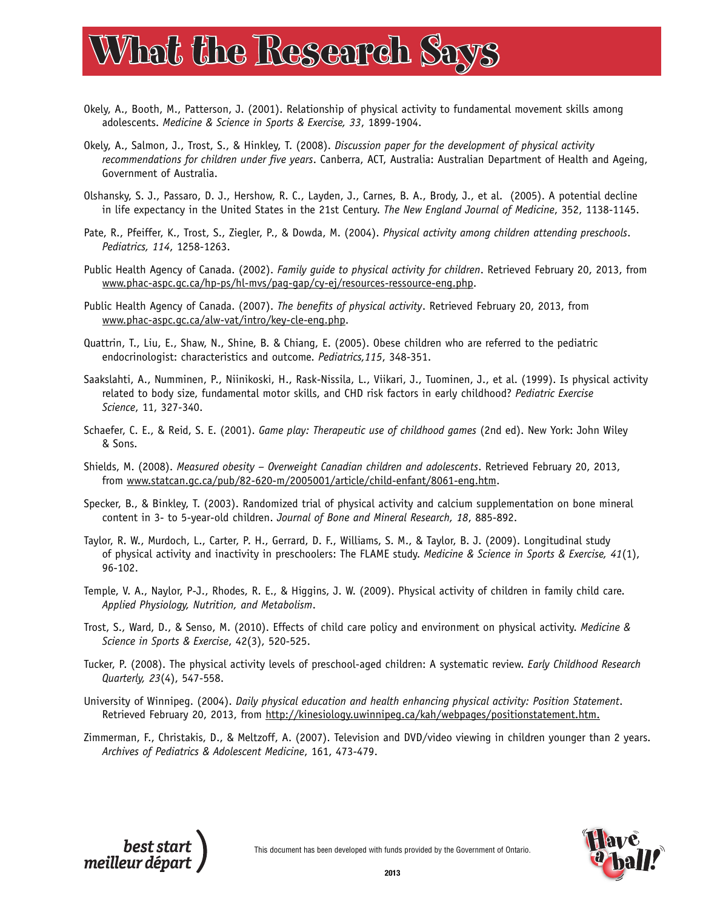# What the Research Says

Okely, A., Booth, M., Patterson, J. (2001). Relationship of physical activity to fundamental movement skills among adolescents. *Medicine & Science in Sports & Exercise, 33*, 1899-1904.

Okely, A., Salmon, J., Trost, S., & Hinkley, T. (2008). *Discussion paper for the development of physical activity recommendations for children under five years*. Canberra, ACT, Australia: Australian Department of Health and Ageing, Government of Australia.

Olshansky, S. J., Passaro, D. J., Hershow, R. C., Layden, J., Carnes, B. A., Brody, J., et al. (2005). A potential decline in life expectancy in the United States in the 21st Century. *The New England Journal of Medicine*, 352, 1138-1145.

Pate, R., Pfeiffer, K., Trost, S., Ziegler, P., & Dowda, M. (2004). *Physical activity among children attending preschools*. *Pediatrics, 114*, 1258-1263.

Public Health Agency of Canada. (2002). *Family guide to physical activity for children*. Retrieved February 20, 2013, from www.phac-aspc.gc.ca/hp-ps/hl-mvs/pag-gap/cy-ej/resources-ressource-eng.php.

Public Health Agency of Canada. (2007). *The benefits of physical activity*. Retrieved February 20, 2013, from www.phac-aspc.gc.ca/alw-vat/intro/key-cle-eng.php.

Quattrin, T., Liu, E., Shaw, N., Shine, B. & Chiang, E. (2005). Obese children who are referred to the pediatric endocrinologist: characteristics and outcome. *Pediatrics,115*, 348-351.

Saakslahti, A., Numminen, P., Niinikoski, H., Rask-Nissila, L., Viikari, J., Tuominen, J., et al. (1999). Is physical activity related to body size, fundamental motor skills, and CHD risk factors in early childhood? *Pediatric Exercise Science*, 11, 327-340.

Schaefer, C. E., & Reid, S. E. (2001). *Game play: Therapeutic use of childhood games* (2nd ed). New York: John Wiley & Sons.

Shields, M. (2008). *Measured obesity – Overweight Canadian children and adolescents*. Retrieved February 20, 2013, from www.statcan.gc.ca/pub/82-620-m/2005001/article/child-enfant/8061-eng.htm.

Specker, B., & Binkley, T. (2003). Randomized trial of physical activity and calcium supplementation on bone mineral content in 3- to 5-year-old children. *Journal of Bone and Mineral Research, 18*, 885-892.

Taylor, R. W., Murdoch, L., Carter, P. H., Gerrard, D. F., Williams, S. M., & Taylor, B. J. (2009). Longitudinal study of physical activity and inactivity in preschoolers: The FLAME study. *Medicine & Science in Sports & Exercise, 41*(1), 96-102.

Temple, V. A., Naylor, P-J., Rhodes, R. E., & Higgins, J. W. (2009). Physical activity of children in family child care. *Applied Physiology, Nutrition, and Metabolism*.

Trost, S., Ward, D., & Senso, M. (2010). Effects of child care policy and environment on physical activity. *Medicine & Science in Sports & Exercise*, 42(3), 520-525.

Tucker, P. (2008). The physical activity levels of preschool-aged children: A systematic review. *Early Childhood Research Quarterly, 23*(4), 547-558.

University of Winnipeg. (2004). *Daily physical education and health enhancing physical activity: Position Statement*. Retrieved February 20, 2013, from http://kinesiology.uwinnipeg.ca/kah/webpages/positionstatement.htm.

Zimmerman, F., Christakis, D., & Meltzoff, A. (2007). Television and DVD/video viewing in children younger than 2 years. *Archives of Pediatrics & Adolescent Medicine*, 161, 473-479.

best start meilleur départ

This document has been developed with funds provided by the Government of Ontario.

2013

Have a ball!